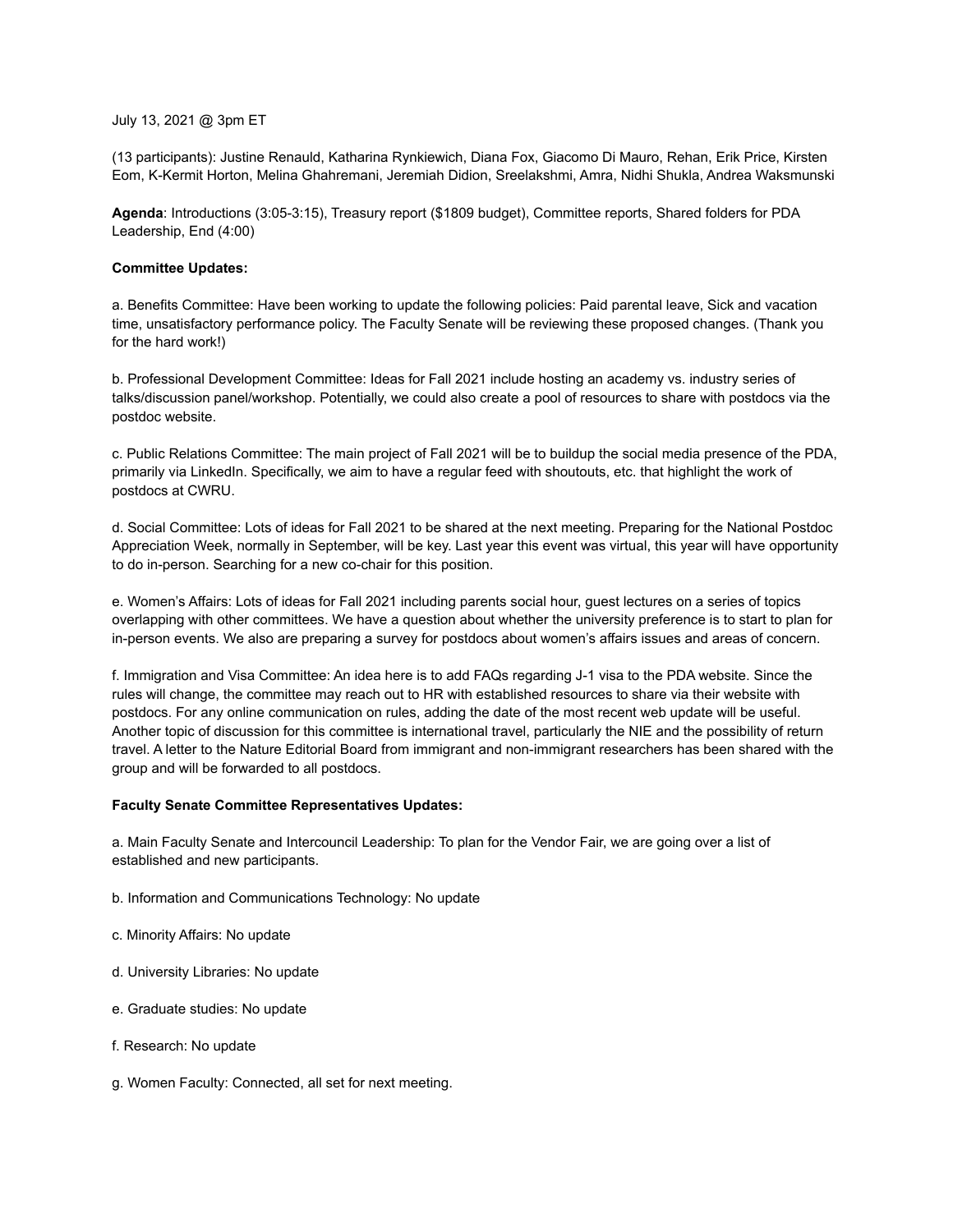July 13, 2021 @ 3pm ET

(13 participants): Justine Renauld, Katharina Rynkiewich, Diana Fox, Giacomo Di Mauro, Rehan, Erik Price, Kirsten Eom, K-Kermit Horton, Melina Ghahremani, Jeremiah Didion, Sreelakshmi, Amra, Nidhi Shukla, Andrea Waksmunski

**Agenda**: Introductions (3:05-3:15), Treasury report ($1809 budget), Committee reports, Shared folders for PDA Leadership, End (4:00)

**Committee Updates:**

a. Benefits Committee: Have been working to update the following policies: Paid parental leave, Sick and vacation time, unsatisfactory performance policy. The Faculty Senate will be reviewing these proposed changes. (Thank you for the hard work!)

b. Professional Development Committee: Ideas for Fall 2021 include hosting an academy vs. industry series of talks/discussion panel/workshop. Potentially, we could also create a pool of resources to share with postdocs via the postdoc website.

c. Public Relations Committee: The main project of Fall 2021 will be to buildup the social media presence of the PDA, primarily via LinkedIn. Specifically, we aim to have a regular feed with shoutouts, etc. that highlight the work of postdocs at CWRU.

d. Social Committee: Lots of ideas for Fall 2021 to be shared at the next meeting. Preparing for the National Postdoc Appreciation Week, normally in September, will be key. Last year this event was virtual, this year will have opportunity to do in-person. Searching for a new co-chair for this position.

e. Women's Affairs: Lots of ideas for Fall 2021 including parents social hour, guest lectures on a series of topics overlapping with other committees. We have a question about whether the university preference is to start to plan for in-person events. We also are preparing a survey for postdocs about women's affairs issues and areas of concern.

f. Immigration and Visa Committee: An idea here is to add FAQs regarding J-1 visa to the PDA website. Since the rules will change, the committee may reach out to HR with established resources to share via their website with postdocs. For any online communication on rules, adding the date of the most recent web update will be useful. Another topic of discussion for this committee is international travel, particularly the NIE and the possibility of return travel. A letter to the Nature Editorial Board from immigrant and non-immigrant researchers has been shared with the group and will be forwarded to all postdocs.

**Faculty Senate Committee Representatives Updates:**

a. Main Faculty Senate and Intercouncil Leadership: To plan for the Vendor Fair, we are going over a list of established and new participants.

b. Information and Communications Technology: No update

c. Minority Affairs: No update

d. University Libraries: No update

e. Graduate studies: No update

f. Research: No update

g. Women Faculty: Connected, all set for next meeting.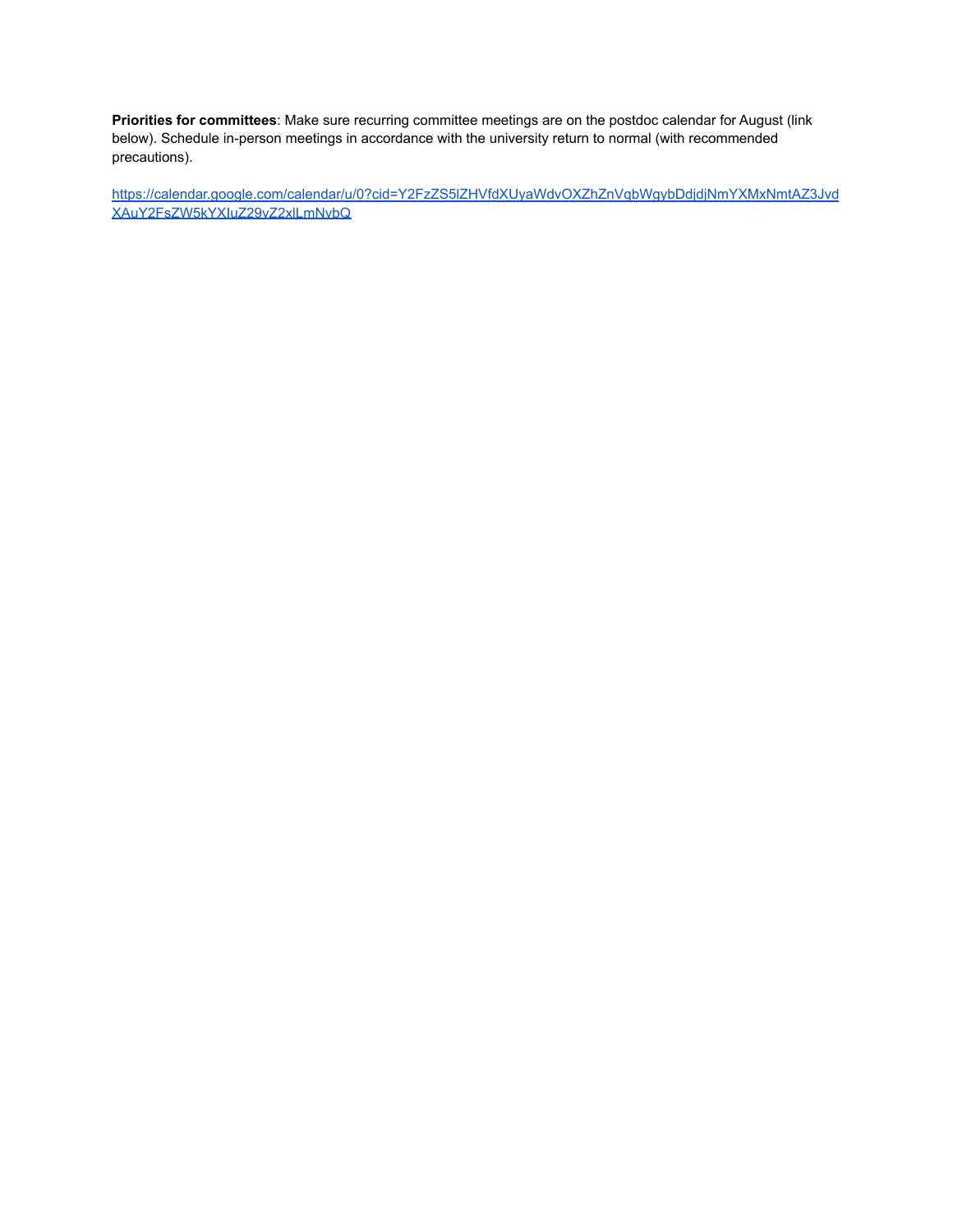**Priorities for committees**: Make sure recurring committee meetings are on the postdoc calendar for August (link below). Schedule in-person meetings in accordance with the university return to normal (with recommended precautions).

https://calendar.google.com/calendar/u/0?cid=Y2FzZS5lZHVfdXUyaWdvOXZhZnVqbWgybDdjdjNmYXMxNmtAZ3JvdXAuY2FsZW5kYXIuZ29vZ2xlLmNvbQ